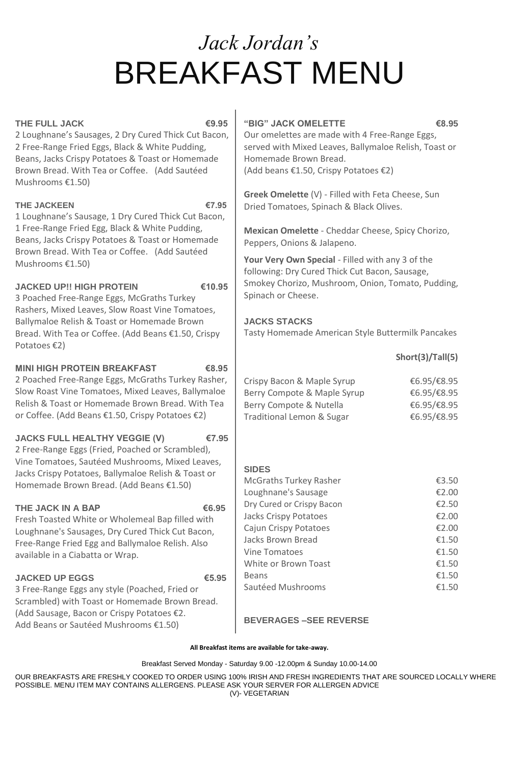*Jack Jordan's*

# BREAKFAST MENU

**THE FULL JACK** **€9.95**
2 Loughnane's Sausages, 2 Dry Cured Thick Cut Bacon, 2 Free-Range Fried Eggs, Black & White Pudding, Beans, Jacks Crispy Potatoes & Toast or Homemade Brown Bread. With Tea or Coffee. (Add Sautéed Mushrooms €1.50)

**THE JACKEEN** **€7.95**
1 Loughnane's Sausage, 1 Dry Cured Thick Cut Bacon, 1 Free-Range Fried Egg, Black & White Pudding, Beans, Jacks Crispy Potatoes & Toast or Homemade Brown Bread. With Tea or Coffee. (Add Sautéed Mushrooms €1.50)

**JACKED UP!! HIGH PROTEIN** **€10.95**
3 Poached Free-Range Eggs, McGraths Turkey Rashers, Mixed Leaves, Slow Roast Vine Tomatoes, Ballymaloe Relish & Toast or Homemade Brown Bread. With Tea or Coffee. (Add Beans €1.50, Crispy Potatoes €2)

**MINI HIGH PROTEIN BREAKFAST** **€8.95**
2 Poached Free-Range Eggs, McGraths Turkey Rasher, Slow Roast Vine Tomatoes, Mixed Leaves, Ballymaloe Relish & Toast or Homemade Brown Bread. With Tea or Coffee. (Add Beans €1.50, Crispy Potatoes €2)

**JACKS FULL HEALTHY VEGGIE (V)** **€7.95**
2 Free-Range Eggs (Fried, Poached or Scrambled), Vine Tomatoes, Sautéed Mushrooms, Mixed Leaves, Jacks Crispy Potatoes, Ballymaloe Relish & Toast or Homemade Brown Bread. (Add Beans €1.50)

**THE JACK IN A BAP** **€6.95**
Fresh Toasted White or Wholemeal Bap filled with Loughnane's Sausages, Dry Cured Thick Cut Bacon, Free-Range Fried Egg and Ballymaloe Relish. Also available in a Ciabatta or Wrap.

**JACKED UP EGGS** **€5.95**
3 Free-Range Eggs any style (Poached, Fried or Scrambled) with Toast or Homemade Brown Bread. (Add Sausage, Bacon or Crispy Potatoes €2. Add Beans or Sautéed Mushrooms €1.50)

**"BIG" JACK OMELETTE** **€8.95**
Our omelettes are made with 4 Free-Range Eggs, served with Mixed Leaves, Ballymaloe Relish, Toast or Homemade Brown Bread.
(Add beans €1.50, Crispy Potatoes €2)

**Greek Omelette** (V) - Filled with Feta Cheese, Sun Dried Tomatoes, Spinach & Black Olives.

**Mexican Omelette** - Cheddar Cheese, Spicy Chorizo, Peppers, Onions & Jalapeno.

**Your Very Own Special** - Filled with any 3 of the following: Dry Cured Thick Cut Bacon, Sausage, Smokey Chorizo, Mushroom, Onion, Tomato, Pudding, Spinach or Cheese.

**JACKS STACKS**
Tasty Homemade American Style Buttermilk Pancakes

| | **Short(3)/Tall(5)** |
|---|---|
| Crispy Bacon & Maple Syrup | €6.95/€8.95 |
| Berry Compote & Maple Syrup | €6.95/€8.95 |
| Berry Compote & Nutella | €6.95/€8.95 |
| Traditional Lemon & Sugar | €6.95/€8.95 |

**SIDES**

| | |
|---|---|
| McGraths Turkey Rasher | €3.50 |
| Loughnane's Sausage | €2.00 |
| Dry Cured or Crispy Bacon | €2.50 |
| Jacks Crispy Potatoes | €2.00 |
| Cajun Crispy Potatoes | €2.00 |
| Jacks Brown Bread | €1.50 |
| Vine Tomatoes | €1.50 |
| White or Brown Toast | €1.50 |
| Beans | €1.50 |
| Sautéed Mushrooms | €1.50 |

**BEVERAGES –SEE REVERSE**

**All Breakfast items are available for take-away.**

Breakfast Served Monday - Saturday 9.00 -12.00pm & Sunday 10.00-14.00

OUR BREAKFASTS ARE FRESHLY COOKED TO ORDER USING 100% IRISH AND FRESH INGREDIENTS THAT ARE SOURCED LOCALLY WHERE POSSIBLE. MENU ITEM MAY CONTAINS ALLERGENS. PLEASE ASK YOUR SERVER FOR ALLERGEN ADVICE
(V)- VEGETARIAN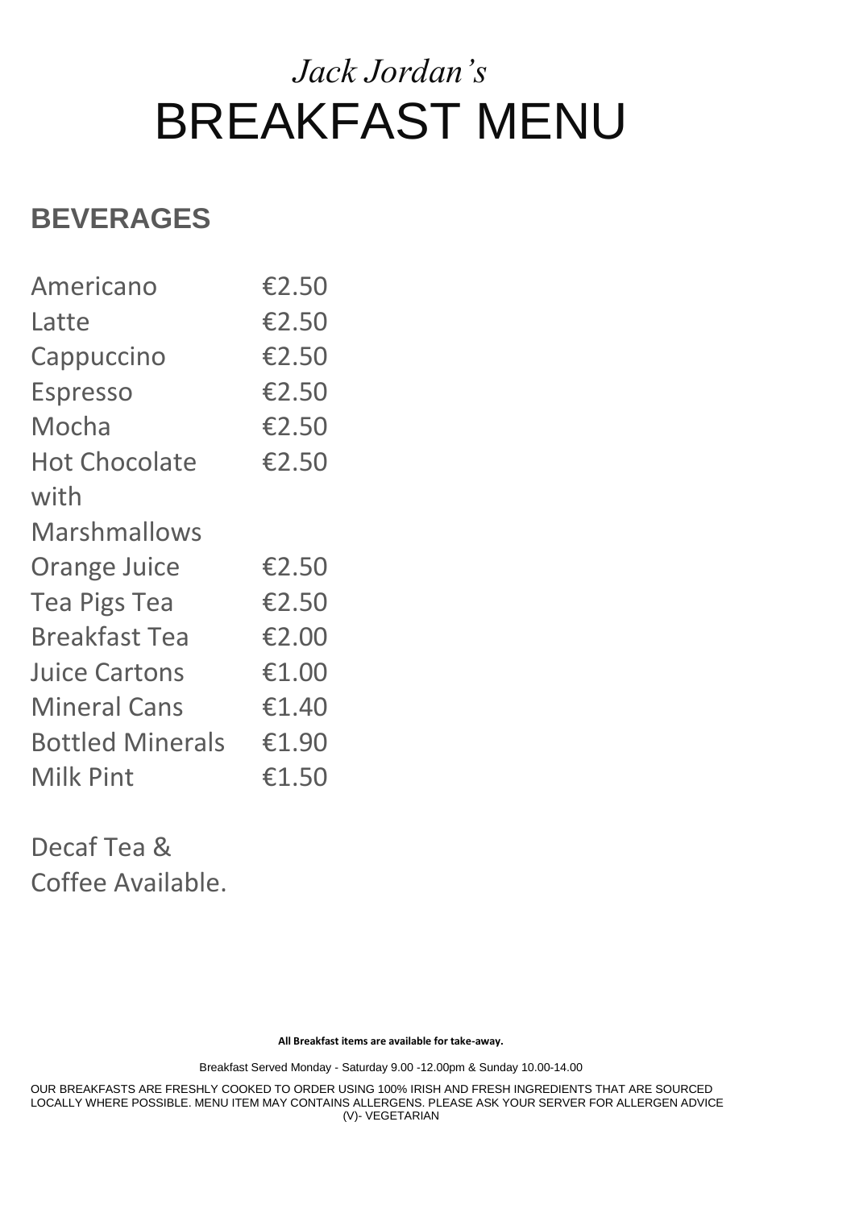*Jack Jordan's*

# BREAKFAST MENU

## BEVERAGES

| | |
|---|---|
| Americano | €2.50 |
| Latte | €2.50 |
| Cappuccino | €2.50 |
| Espresso | €2.50 |
| Mocha | €2.50 |
| Hot Chocolate with Marshmallows | €2.50 |
| Orange Juice | €2.50 |
| Tea Pigs Tea | €2.50 |
| Breakfast Tea | €2.00 |
| Juice Cartons | €1.00 |
| Mineral Cans | €1.40 |
| Bottled Minerals | €1.90 |
| Milk Pint | €1.50 |

Decaf Tea & Coffee Available.

**All Breakfast items are available for take-away.**

Breakfast Served Monday - Saturday 9.00 -12.00pm & Sunday 10.00-14.00

OUR BREAKFASTS ARE FRESHLY COOKED TO ORDER USING 100% IRISH AND FRESH INGREDIENTS THAT ARE SOURCED LOCALLY WHERE POSSIBLE. MENU ITEM MAY CONTAINS ALLERGENS. PLEASE ASK YOUR SERVER FOR ALLERGEN ADVICE
(V)- VEGETARIAN